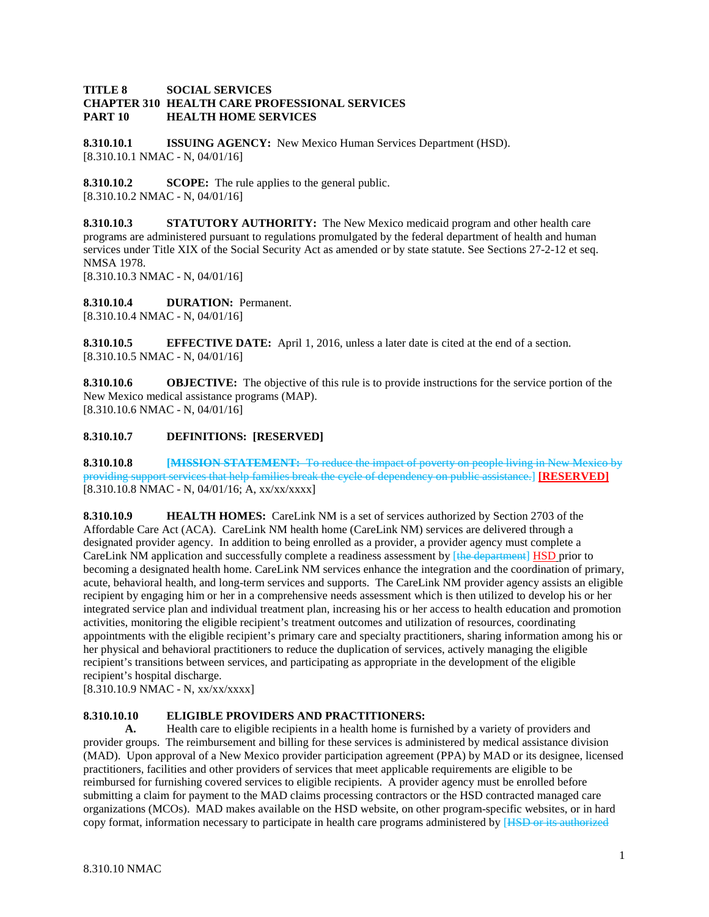**TITLE 8 SOCIAL SERVICES**
**CHAPTER 310 HEALTH CARE PROFESSIONAL SERVICES**
**PART 10 HEALTH HOME SERVICES**

**8.310.10.1 ISSUING AGENCY:** New Mexico Human Services Department (HSD).
[8.310.10.1 NMAC - N, 04/01/16]

**8.310.10.2 SCOPE:** The rule applies to the general public.
[8.310.10.2 NMAC - N, 04/01/16]

**8.310.10.3 STATUTORY AUTHORITY:** The New Mexico medicaid program and other health care programs are administered pursuant to regulations promulgated by the federal department of health and human services under Title XIX of the Social Security Act as amended or by state statute. See Sections 27-2-12 et seq. NMSA 1978.
[8.310.10.3 NMAC - N, 04/01/16]

**8.310.10.4 DURATION:** Permanent.
[8.310.10.4 NMAC - N, 04/01/16]

**8.310.10.5 EFFECTIVE DATE:** April 1, 2016, unless a later date is cited at the end of a section.
[8.310.10.5 NMAC - N, 04/01/16]

**8.310.10.6 OBJECTIVE:** The objective of this rule is to provide instructions for the service portion of the New Mexico medical assistance programs (MAP).
[8.310.10.6 NMAC - N, 04/01/16]

**8.310.10.7 DEFINITIONS: [RESERVED]**

**8.310.10.8** [~~**MISSION STATEMENT:** To reduce the impact of poverty on people living in New Mexico by providing support services that help families break the cycle of dependency on public assistance.~~] **[RESERVED]**
[8.310.10.8 NMAC - N, 04/01/16; A, xx/xx/xxxx]

**8.310.10.9 HEALTH HOMES:** CareLink NM is a set of services authorized by Section 2703 of the Affordable Care Act (ACA). CareLink NM health home (CareLink NM) services are delivered through a designated provider agency. In addition to being enrolled as a provider, a provider agency must complete a CareLink NM application and successfully complete a readiness assessment by [~~the department~~] HSD prior to becoming a designated health home. CareLink NM services enhance the integration and the coordination of primary, acute, behavioral health, and long-term services and supports. The CareLink NM provider agency assists an eligible recipient by engaging him or her in a comprehensive needs assessment which is then utilized to develop his or her integrated service plan and individual treatment plan, increasing his or her access to health education and promotion activities, monitoring the eligible recipient's treatment outcomes and utilization of resources, coordinating appointments with the eligible recipient's primary care and specialty practitioners, sharing information among his or her physical and behavioral practitioners to reduce the duplication of services, actively managing the eligible recipient's transitions between services, and participating as appropriate in the development of the eligible recipient's hospital discharge.
[8.310.10.9 NMAC - N, xx/xx/xxxx]

**8.310.10.10 ELIGIBLE PROVIDERS AND PRACTITIONERS:**

**A.** Health care to eligible recipients in a health home is furnished by a variety of providers and provider groups. The reimbursement and billing for these services is administered by medical assistance division (MAD). Upon approval of a New Mexico provider participation agreement (PPA) by MAD or its designee, licensed practitioners, facilities and other providers of services that meet applicable requirements are eligible to be reimbursed for furnishing covered services to eligible recipients. A provider agency must be enrolled before submitting a claim for payment to the MAD claims processing contractors or the HSD contracted managed care organizations (MCOs). MAD makes available on the HSD website, on other program-specific websites, or in hard copy format, information necessary to participate in health care programs administered by [~~HSD or its authorized~~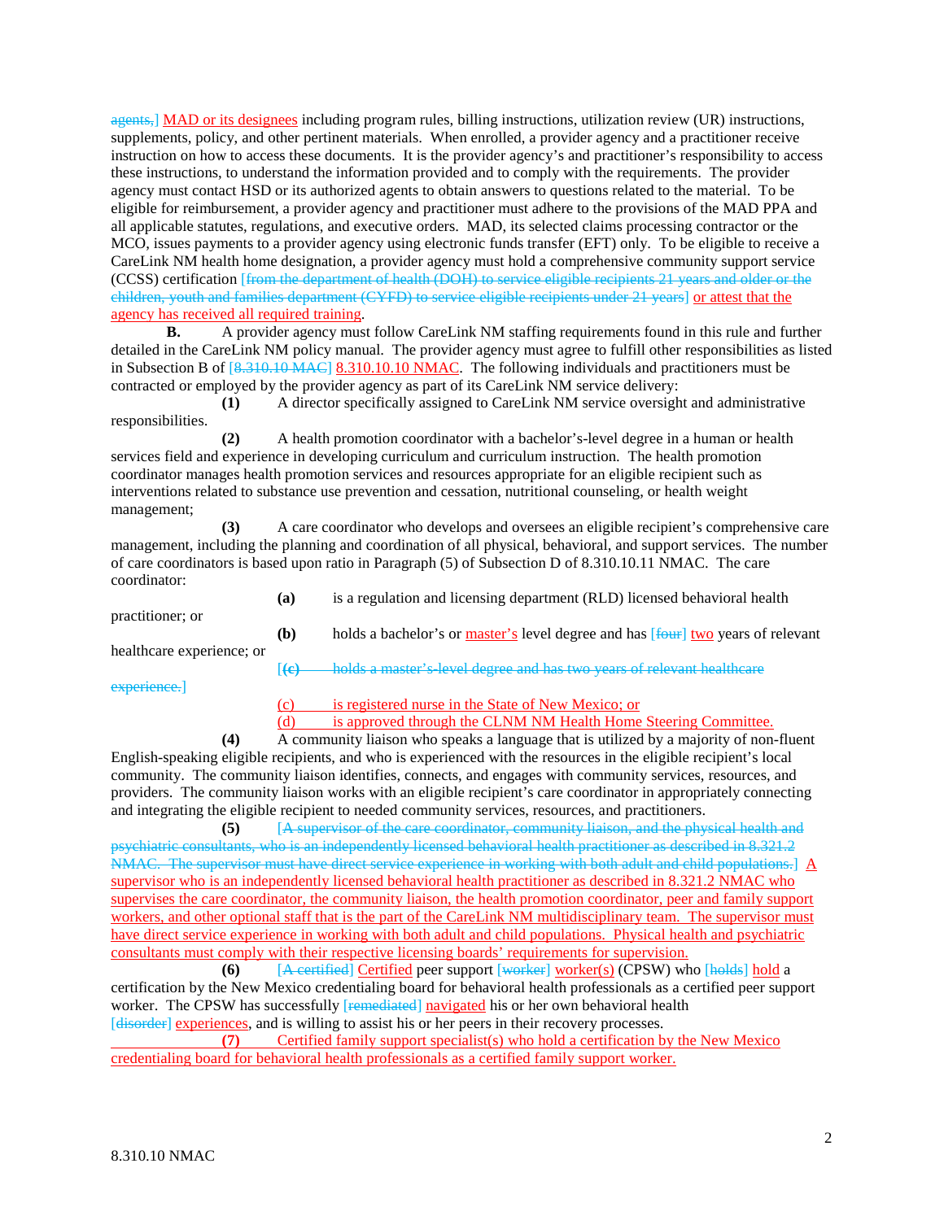agents,] MAD or its designees including program rules, billing instructions, utilization review (UR) instructions, supplements, policy, and other pertinent materials. When enrolled, a provider agency and a practitioner receive instruction on how to access these documents. It is the provider agency's and practitioner's responsibility to access these instructions, to understand the information provided and to comply with the requirements. The provider agency must contact HSD or its authorized agents to obtain answers to questions related to the material. To be eligible for reimbursement, a provider agency and practitioner must adhere to the provisions of the MAD PPA and all applicable statutes, regulations, and executive orders. MAD, its selected claims processing contractor or the MCO, issues payments to a provider agency using electronic funds transfer (EFT) only. To be eligible to receive a CareLink NM health home designation, a provider agency must hold a comprehensive community support service (CCSS) certification [from the department of health (DOH) to service eligible recipients 21 years and older or the children, youth and families department (CYFD) to service eligible recipients under 21 years] or attest that the agency has received all required training.

**B.** A provider agency must follow CareLink NM staffing requirements found in this rule and further detailed in the CareLink NM policy manual. The provider agency must agree to fulfill other responsibilities as listed in Subsection B of [8.310.10 MAC] 8.310.10.10 NMAC. The following individuals and practitioners must be contracted or employed by the provider agency as part of its CareLink NM service delivery:

**(1)** A director specifically assigned to CareLink NM service oversight and administrative responsibilities.

**(2)** A health promotion coordinator with a bachelor's-level degree in a human or health services field and experience in developing curriculum and curriculum instruction. The health promotion coordinator manages health promotion services and resources appropriate for an eligible recipient such as interventions related to substance use prevention and cessation, nutritional counseling, or health weight management;

**(3)** A care coordinator who develops and oversees an eligible recipient's comprehensive care management, including the planning and coordination of all physical, behavioral, and support services. The number of care coordinators is based upon ratio in Paragraph (5) of Subsection D of 8.310.10.11 NMAC. The care coordinator:

**(a)** is a regulation and licensing department (RLD) licensed behavioral health practitioner; or

**(b)** holds a bachelor's or master's level degree and has [four] two years of relevant healthcare experience; or

[**(c)** holds a master's-level degree and has two years of relevant healthcare experience.]

(c) is registered nurse in the State of New Mexico; or

(d) is approved through the CLNM NM Health Home Steering Committee.

**(4)** A community liaison who speaks a language that is utilized by a majority of non-fluent English-speaking eligible recipients, and who is experienced with the resources in the eligible recipient's local community. The community liaison identifies, connects, and engages with community services, resources, and providers. The community liaison works with an eligible recipient's care coordinator in appropriately connecting and integrating the eligible recipient to needed community services, resources, and practitioners.

**(5)** [A supervisor of the care coordinator, community liaison, and the physical health and psychiatric consultants, who is an independently licensed behavioral health practitioner as described in 8.321.2 NMAC. The supervisor must have direct service experience in working with both adult and child populations.] A supervisor who is an independently licensed behavioral health practitioner as described in 8.321.2 NMAC who supervises the care coordinator, the community liaison, the health promotion coordinator, peer and family support workers, and other optional staff that is the part of the CareLink NM multidisciplinary team. The supervisor must have direct service experience in working with both adult and child populations. Physical health and psychiatric consultants must comply with their respective licensing boards' requirements for supervision.

**(6)** [A certified] Certified peer support [worker] worker(s) (CPSW) who [holds] hold a certification by the New Mexico credentialing board for behavioral health professionals as a certified peer support worker. The CPSW has successfully [remediated] navigated his or her own behavioral health [disorder] experiences, and is willing to assist his or her peers in their recovery processes.

**(7)** Certified family support specialist(s) who hold a certification by the New Mexico credentialing board for behavioral health professionals as a certified family support worker.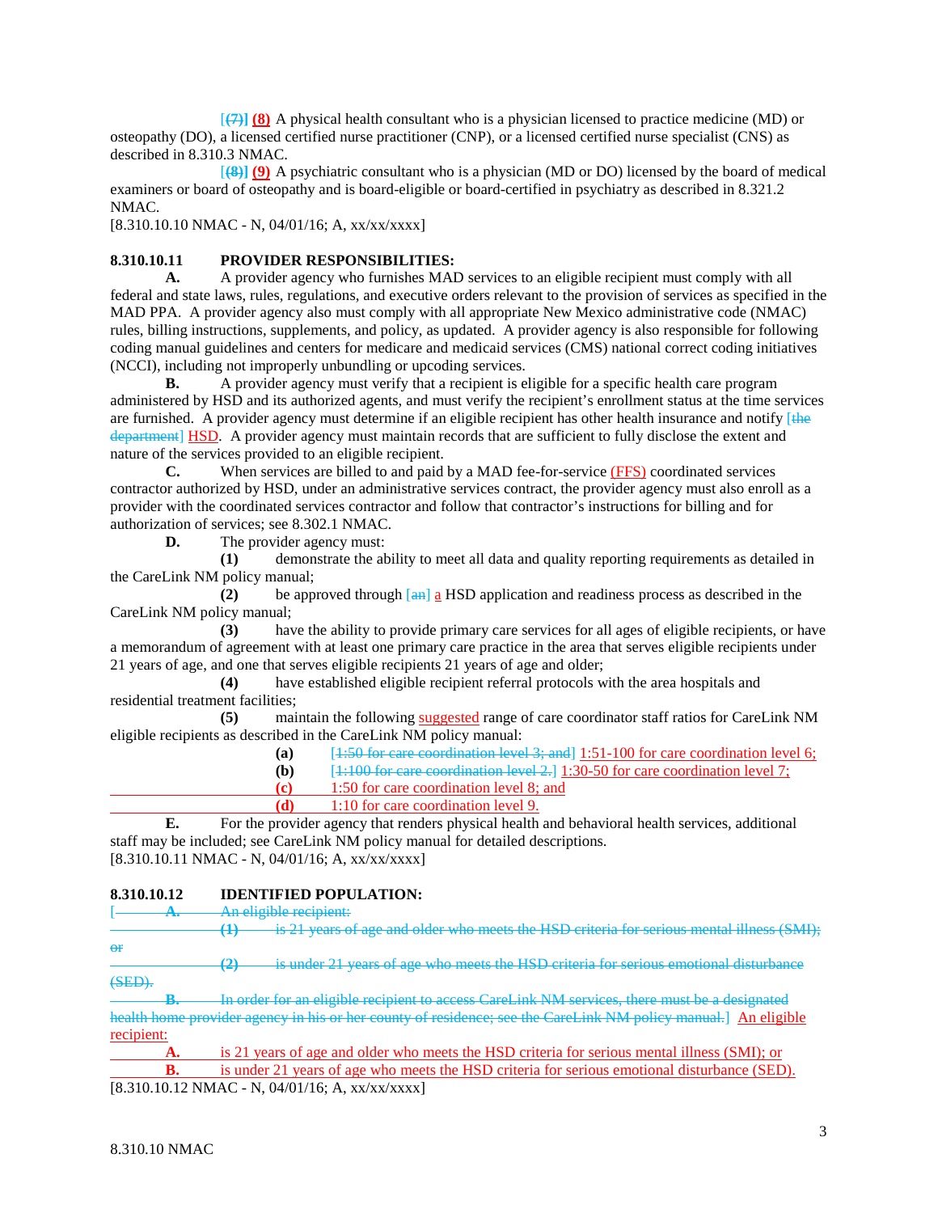[~~(7)~~] **(8)** A physical health consultant who is a physician licensed to practice medicine (MD) or osteopathy (DO), a licensed certified nurse practitioner (CNP), or a licensed certified nurse specialist (CNS) as described in 8.310.3 NMAC.

[~~(8)~~] **(9)** A psychiatric consultant who is a physician (MD or DO) licensed by the board of medical examiners or board of osteopathy and is board-eligible or board-certified in psychiatry as described in 8.321.2 NMAC.

[8.310.10.10 NMAC - N, 04/01/16; A, xx/xx/xxxx]

**8.310.10.11 PROVIDER RESPONSIBILITIES:**

**A.** A provider agency who furnishes MAD services to an eligible recipient must comply with all federal and state laws, rules, regulations, and executive orders relevant to the provision of services as specified in the MAD PPA. A provider agency also must comply with all appropriate New Mexico administrative code (NMAC) rules, billing instructions, supplements, and policy, as updated. A provider agency is also responsible for following coding manual guidelines and centers for medicare and medicaid services (CMS) national correct coding initiatives (NCCI), including not improperly unbundling or upcoding services.

**B.** A provider agency must verify that a recipient is eligible for a specific health care program administered by HSD and its authorized agents, and must verify the recipient's enrollment status at the time services are furnished. A provider agency must determine if an eligible recipient has other health insurance and notify [~~the department~~] HSD. A provider agency must maintain records that are sufficient to fully disclose the extent and nature of the services provided to an eligible recipient.

**C.** When services are billed to and paid by a MAD fee-for-service (FFS) coordinated services contractor authorized by HSD, under an administrative services contract, the provider agency must also enroll as a provider with the coordinated services contractor and follow that contractor's instructions for billing and for authorization of services; see 8.302.1 NMAC.

**D.** The provider agency must:

**(1)** demonstrate the ability to meet all data and quality reporting requirements as detailed in the CareLink NM policy manual;

**(2)** be approved through [~~an~~] a HSD application and readiness process as described in the CareLink NM policy manual;

**(3)** have the ability to provide primary care services for all ages of eligible recipients, or have a memorandum of agreement with at least one primary care practice in the area that serves eligible recipients under 21 years of age, and one that serves eligible recipients 21 years of age and older;

**(4)** have established eligible recipient referral protocols with the area hospitals and residential treatment facilities;

**(5)** maintain the following suggested range of care coordinator staff ratios for CareLink NM eligible recipients as described in the CareLink NM policy manual:

**(a)** [~~1:50 for care coordination level 3; and~~] 1:51-100 for care coordination level 6;

**(b)** [~~1:100 for care coordination level 2.~~] 1:30-50 for care coordination level 7;

**(c)** 1:50 for care coordination level 8; and

**(d)** 1:10 for care coordination level 9.

**E.** For the provider agency that renders physical health and behavioral health services, additional staff may be included; see CareLink NM policy manual for detailed descriptions.

[8.310.10.11 NMAC - N, 04/01/16; A, xx/xx/xxxx]

**8.310.10.12 IDENTIFIED POPULATION:**

[~~**A.** An eligible recipient:~~

~~**(1)** is 21 years of age and older who meets the HSD criteria for serious mental illness (SMI); or~~

~~**(2)** is under 21 years of age who meets the HSD criteria for serious emotional disturbance (SED).~~

~~**B.** In order for an eligible recipient to access CareLink NM services, there must be a designated health home provider agency in his or her county of residence; see the CareLink NM policy manual.~~] An eligible recipient:

**A.** is 21 years of age and older who meets the HSD criteria for serious mental illness (SMI); or

**B.** is under 21 years of age who meets the HSD criteria for serious emotional disturbance (SED).

[8.310.10.12 NMAC - N, 04/01/16; A, xx/xx/xxxx]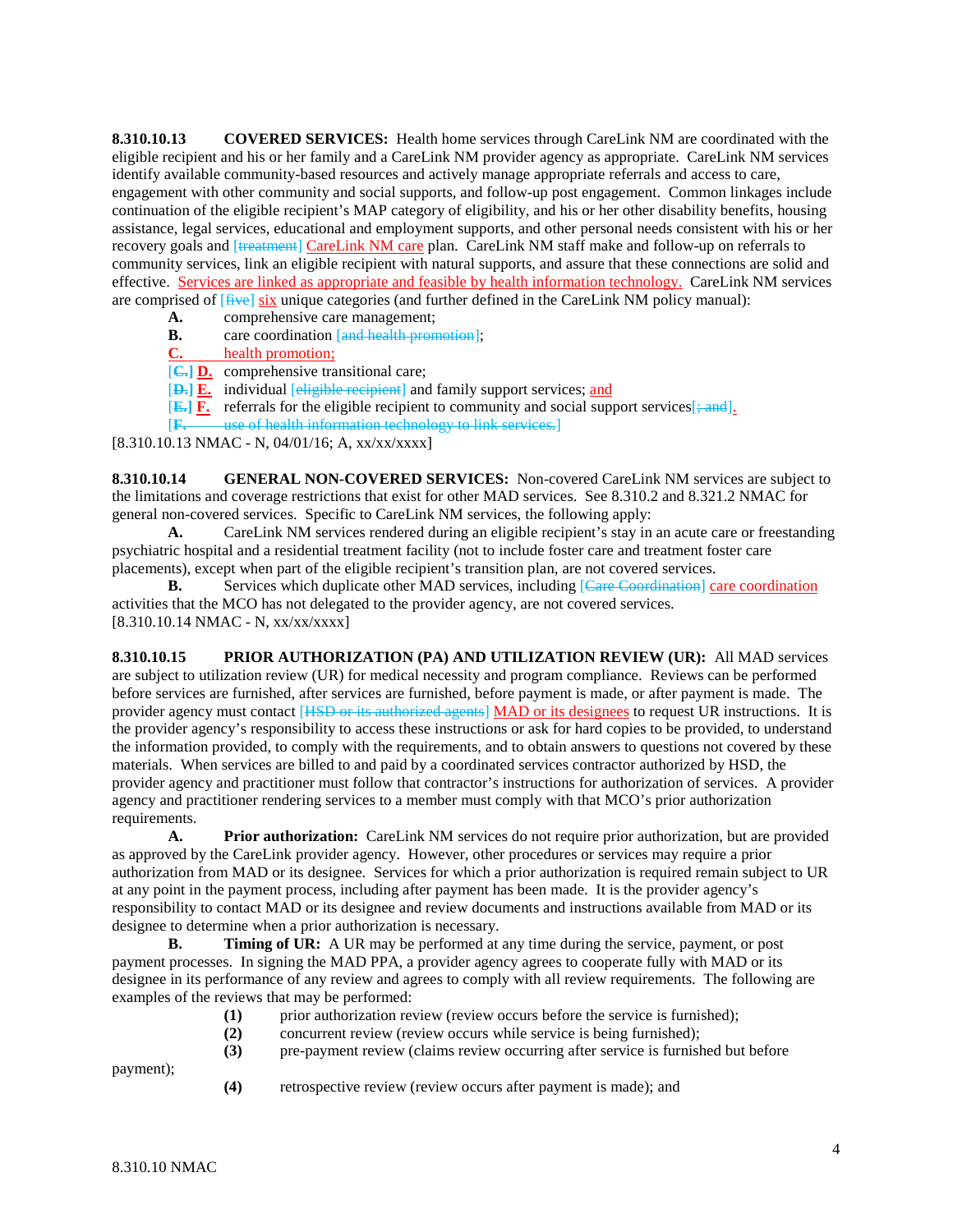**8.310.10.13 COVERED SERVICES:** Health home services through CareLink NM are coordinated with the eligible recipient and his or her family and a CareLink NM provider agency as appropriate. CareLink NM services identify available community-based resources and actively manage appropriate referrals and access to care, engagement with other community and social supports, and follow-up post engagement. Common linkages include continuation of the eligible recipient's MAP category of eligibility, and his or her other disability benefits, housing assistance, legal services, educational and employment supports, and other personal needs consistent with his or her recovery goals and [~~treatment~~] CareLink NM care plan. CareLink NM staff make and follow-up on referrals to community services, link an eligible recipient with natural supports, and assure that these connections are solid and effective. Services are linked as appropriate and feasible by health information technology. CareLink NM services are comprised of [~~five~~] six unique categories (and further defined in the CareLink NM policy manual):

**A.** comprehensive care management;

**B.** care coordination [~~and health promotion~~];

**C.** health promotion;

[~~**C.**~~] **D.** comprehensive transitional care;

[~~**D.**~~] **E.** individual [~~eligible recipient~~] and family support services; and

[~~**E.**~~] **F.** referrals for the eligible recipient to community and social support services[~~; and~~].

[~~**F.** use of health information technology to link services.~~]

[8.310.10.13 NMAC - N, 04/01/16; A, xx/xx/xxxx]

**8.310.10.14 GENERAL NON-COVERED SERVICES:** Non-covered CareLink NM services are subject to the limitations and coverage restrictions that exist for other MAD services. See 8.310.2 and 8.321.2 NMAC for general non-covered services. Specific to CareLink NM services, the following apply:

**A.** CareLink NM services rendered during an eligible recipient's stay in an acute care or freestanding psychiatric hospital and a residential treatment facility (not to include foster care and treatment foster care placements), except when part of the eligible recipient's transition plan, are not covered services.

**B.** Services which duplicate other MAD services, including [~~Care Coordination~~] care coordination activities that the MCO has not delegated to the provider agency, are not covered services.

[8.310.10.14 NMAC - N, xx/xx/xxxx]

**8.310.10.15 PRIOR AUTHORIZATION (PA) AND UTILIZATION REVIEW (UR):** All MAD services are subject to utilization review (UR) for medical necessity and program compliance. Reviews can be performed before services are furnished, after services are furnished, before payment is made, or after payment is made. The provider agency must contact [~~HSD or its authorized agents~~] MAD or its designees to request UR instructions. It is the provider agency's responsibility to access these instructions or ask for hard copies to be provided, to understand the information provided, to comply with the requirements, and to obtain answers to questions not covered by these materials. When services are billed to and paid by a coordinated services contractor authorized by HSD, the provider agency and practitioner must follow that contractor's instructions for authorization of services. A provider agency and practitioner rendering services to a member must comply with that MCO's prior authorization requirements.

**A. Prior authorization:** CareLink NM services do not require prior authorization, but are provided as approved by the CareLink provider agency. However, other procedures or services may require a prior authorization from MAD or its designee. Services for which a prior authorization is required remain subject to UR at any point in the payment process, including after payment has been made. It is the provider agency's responsibility to contact MAD or its designee and review documents and instructions available from MAD or its designee to determine when a prior authorization is necessary.

**B. Timing of UR:** A UR may be performed at any time during the service, payment, or post payment processes. In signing the MAD PPA, a provider agency agrees to cooperate fully with MAD or its designee in its performance of any review and agrees to comply with all review requirements. The following are examples of the reviews that may be performed:

**(1)** prior authorization review (review occurs before the service is furnished);

**(2)** concurrent review (review occurs while service is being furnished);

**(3)** pre-payment review (claims review occurring after service is furnished but before payment);

**(4)** retrospective review (review occurs after payment is made); and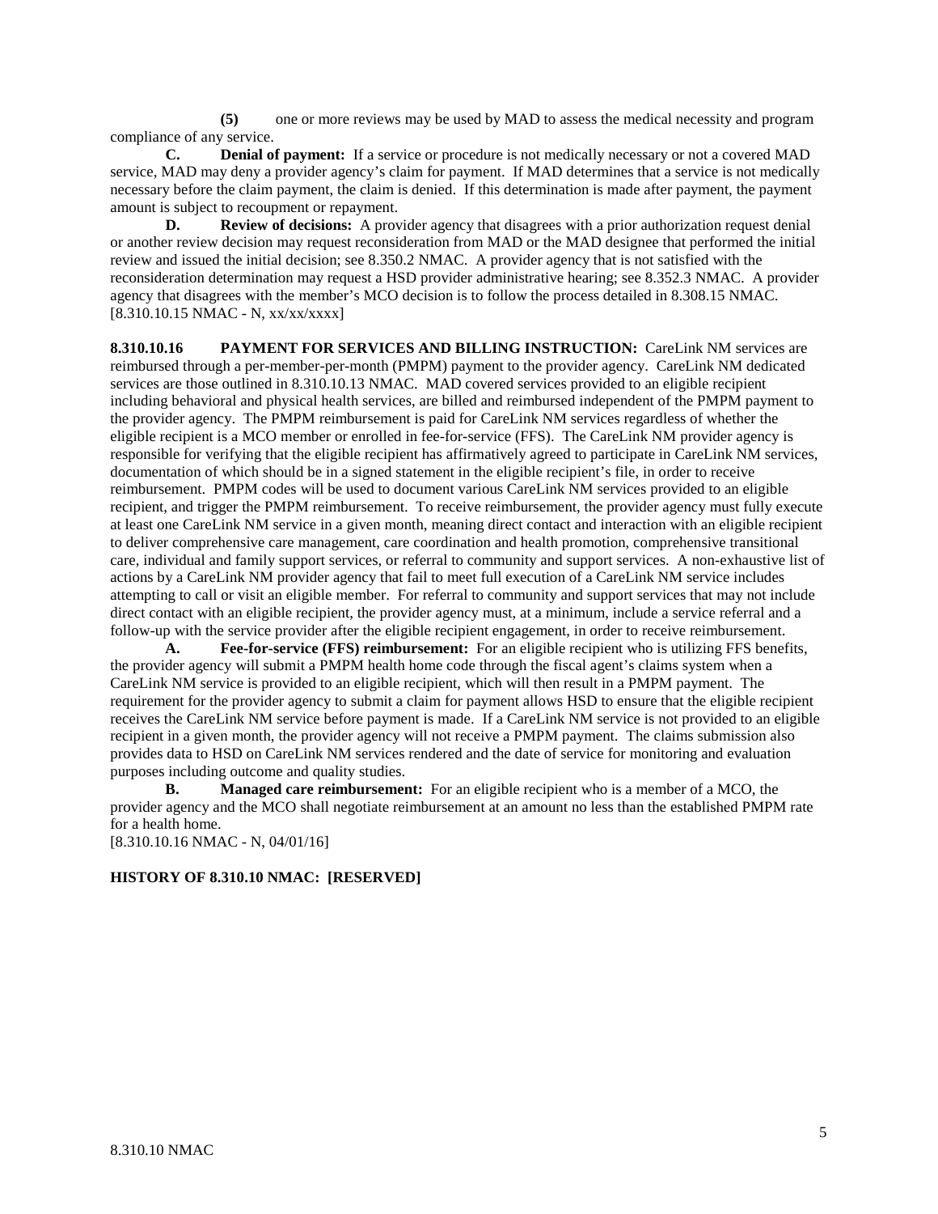**(5)** one or more reviews may be used by MAD to assess the medical necessity and program compliance of any service.

**C. Denial of payment:** If a service or procedure is not medically necessary or not a covered MAD service, MAD may deny a provider agency's claim for payment. If MAD determines that a service is not medically necessary before the claim payment, the claim is denied. If this determination is made after payment, the payment amount is subject to recoupment or repayment.

**D. Review of decisions:** A provider agency that disagrees with a prior authorization request denial or another review decision may request reconsideration from MAD or the MAD designee that performed the initial review and issued the initial decision; see 8.350.2 NMAC. A provider agency that is not satisfied with the reconsideration determination may request a HSD provider administrative hearing; see 8.352.3 NMAC. A provider agency that disagrees with the member's MCO decision is to follow the process detailed in 8.308.15 NMAC.
[8.310.10.15 NMAC - N, xx/xx/xxxx]

**8.310.10.16 PAYMENT FOR SERVICES AND BILLING INSTRUCTION:** CareLink NM services are reimbursed through a per-member-per-month (PMPM) payment to the provider agency. CareLink NM dedicated services are those outlined in 8.310.10.13 NMAC. MAD covered services provided to an eligible recipient including behavioral and physical health services, are billed and reimbursed independent of the PMPM payment to the provider agency. The PMPM reimbursement is paid for CareLink NM services regardless of whether the eligible recipient is a MCO member or enrolled in fee-for-service (FFS). The CareLink NM provider agency is responsible for verifying that the eligible recipient has affirmatively agreed to participate in CareLink NM services, documentation of which should be in a signed statement in the eligible recipient's file, in order to receive reimbursement. PMPM codes will be used to document various CareLink NM services provided to an eligible recipient, and trigger the PMPM reimbursement. To receive reimbursement, the provider agency must fully execute at least one CareLink NM service in a given month, meaning direct contact and interaction with an eligible recipient to deliver comprehensive care management, care coordination and health promotion, comprehensive transitional care, individual and family support services, or referral to community and support services. A non-exhaustive list of actions by a CareLink NM provider agency that fail to meet full execution of a CareLink NM service includes attempting to call or visit an eligible member. For referral to community and support services that may not include direct contact with an eligible recipient, the provider agency must, at a minimum, include a service referral and a follow-up with the service provider after the eligible recipient engagement, in order to receive reimbursement.

**A. Fee-for-service (FFS) reimbursement:** For an eligible recipient who is utilizing FFS benefits, the provider agency will submit a PMPM health home code through the fiscal agent's claims system when a CareLink NM service is provided to an eligible recipient, which will then result in a PMPM payment. The requirement for the provider agency to submit a claim for payment allows HSD to ensure that the eligible recipient receives the CareLink NM service before payment is made. If a CareLink NM service is not provided to an eligible recipient in a given month, the provider agency will not receive a PMPM payment. The claims submission also provides data to HSD on CareLink NM services rendered and the date of service for monitoring and evaluation purposes including outcome and quality studies.

**B. Managed care reimbursement:** For an eligible recipient who is a member of a MCO, the provider agency and the MCO shall negotiate reimbursement at an amount no less than the established PMPM rate for a health home.
[8.310.10.16 NMAC - N, 04/01/16]

**HISTORY OF 8.310.10 NMAC: [RESERVED]**